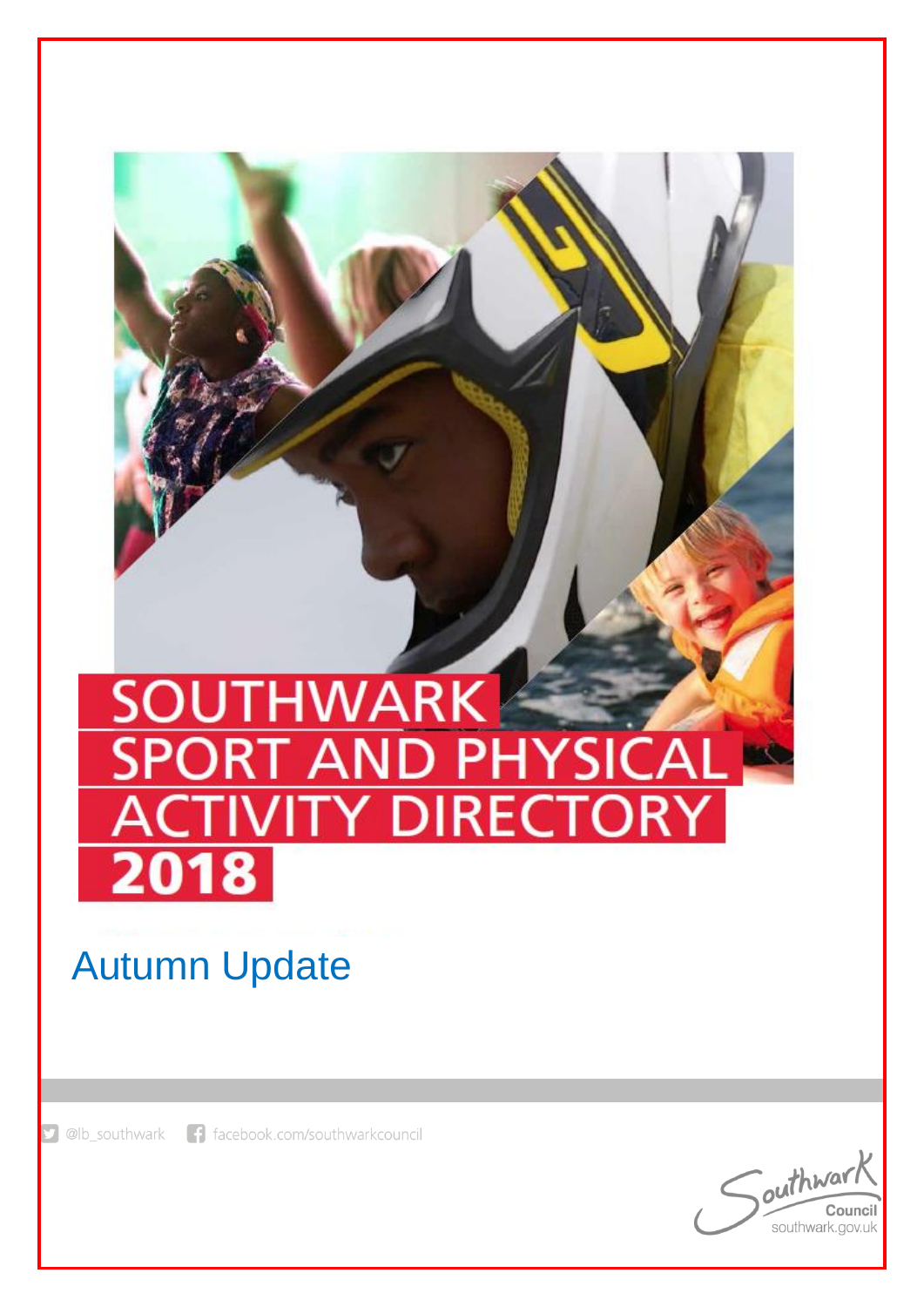# SOUTHWARK SPORT AND PHYSICAL ACTIVITY DIRECTORY 2018

## Autumn Update

@lb_southwark facebook.com/southwarkcouncil

Southwark Council
southwark.gov.uk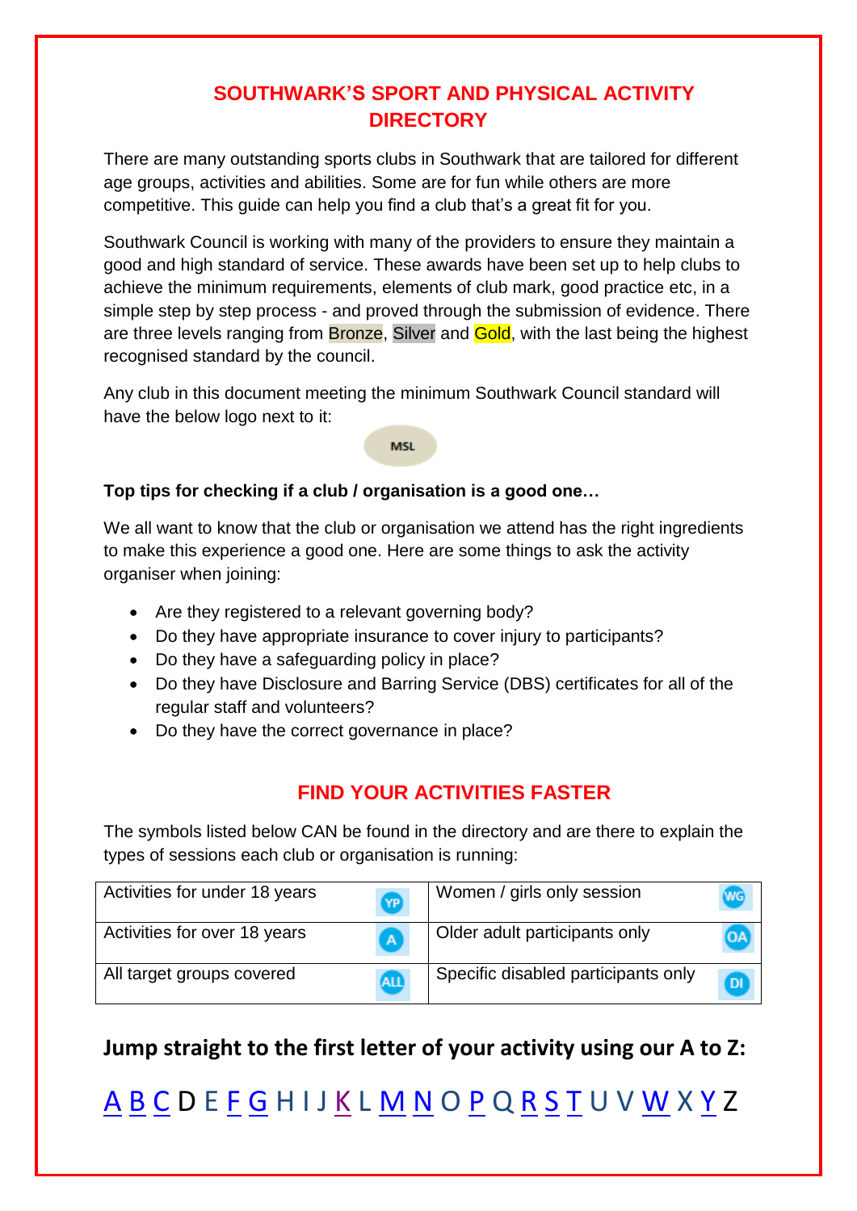# SOUTHWARK'S SPORT AND PHYSICAL ACTIVITY DIRECTORY

There are many outstanding sports clubs in Southwark that are tailored for different age groups, activities and abilities. Some are for fun while others are more competitive. This guide can help you find a club that's a great fit for you.

Southwark Council is working with many of the providers to ensure they maintain a good and high standard of service. These awards have been set up to help clubs to achieve the minimum requirements, elements of club mark, good practice etc, in a simple step by step process - and proved through the submission of evidence. There are three levels ranging from Bronze, Silver and Gold, with the last being the highest recognised standard by the council.

Any club in this document meeting the minimum Southwark Council standard will have the below logo next to it:

MSL

**Top tips for checking if a club / organisation is a good one…**

We all want to know that the club or organisation we attend has the right ingredients to make this experience a good one. Here are some things to ask the activity organiser when joining:

- Are they registered to a relevant governing body?
- Do they have appropriate insurance to cover injury to participants?
- Do they have a safeguarding policy in place?
- Do they have Disclosure and Barring Service (DBS) certificates for all of the regular staff and volunteers?
- Do they have the correct governance in place?

## FIND YOUR ACTIVITIES FASTER

The symbols listed below CAN be found in the directory and are there to explain the types of sessions each club or organisation is running:

| | | | |
|---|---|---|---|
| Activities for under 18 years | YP | Women / girls only session | WG |
| Activities for over 18 years | A | Older adult participants only | OA |
| All target groups covered | ALL | Specific disabled participants only | DI |

**Jump straight to the first letter of your activity using our A to Z:**

A B C D E F G H I J K L M N O P Q R S T U V W X Y Z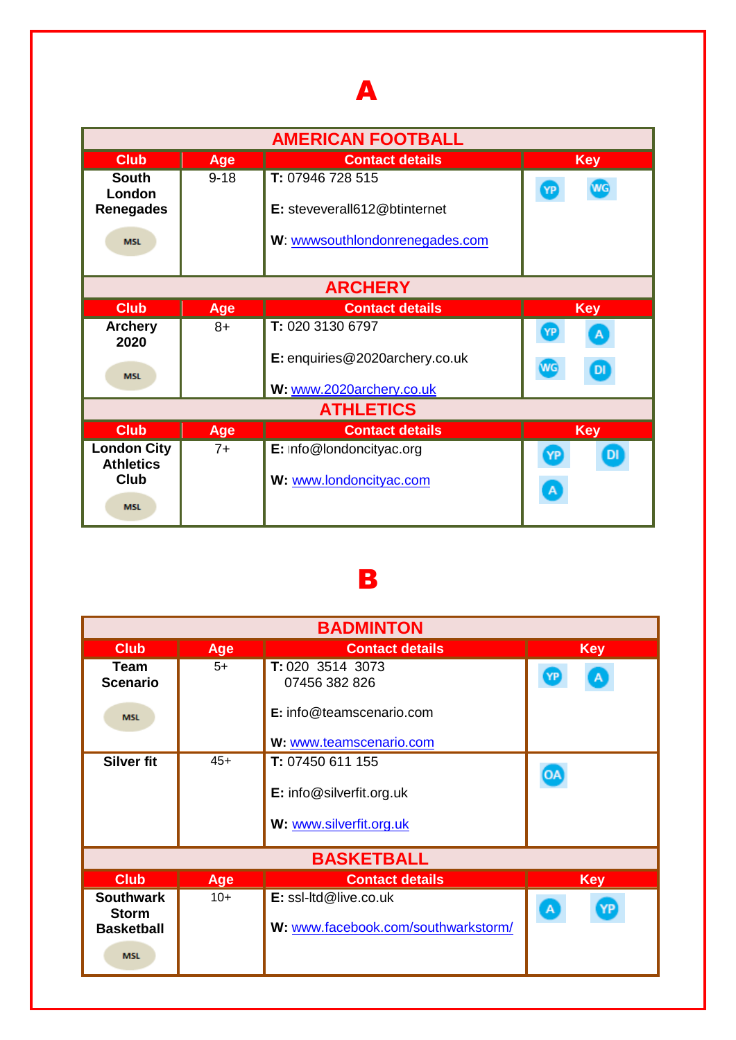# A

## AMERICAN FOOTBALL

| Club | Age | Contact details | Key |
|---|---|---|---|
| South London Renegades MSL | 9-18 | T: 07946 728 515<br>E: steveverall612@btinternet<br>W: wwwsouthlondonrenegades.com | YP WG |

## ARCHERY

| Club | Age | Contact details | Key |
|---|---|---|---|
| Archery 2020 MSL | 8+ | T: 020 3130 6797<br>E: enquiries@2020archery.co.uk<br>W: www.2020archery.co.uk | YP A WG DI |

## ATHLETICS

| Club | Age | Contact details | Key |
|---|---|---|---|
| London City Athletics Club MSL | 7+ | E: info@londoncityac.org<br>W: www.londoncityac.com | YP DI A |

# B

## BADMINTON

| Club | Age | Contact details | Key |
|---|---|---|---|
| Team Scenario MSL | 5+ | T: 020 3514 3073<br>07456 382 826<br>E: info@teamscenario.com<br>W: www.teamscenario.com | YP A |
| Silver fit | 45+ | T: 07450 611 155<br>E: info@silverfit.org.uk<br>W: www.silverfit.org.uk | OA |

## BASKETBALL

| Club | Age | Contact details | Key |
|---|---|---|---|
| Southwark Storm Basketball MSL | 10+ | E: ssl-ltd@live.co.uk<br>W: www.facebook.com/southwarkstorm/ | A YP |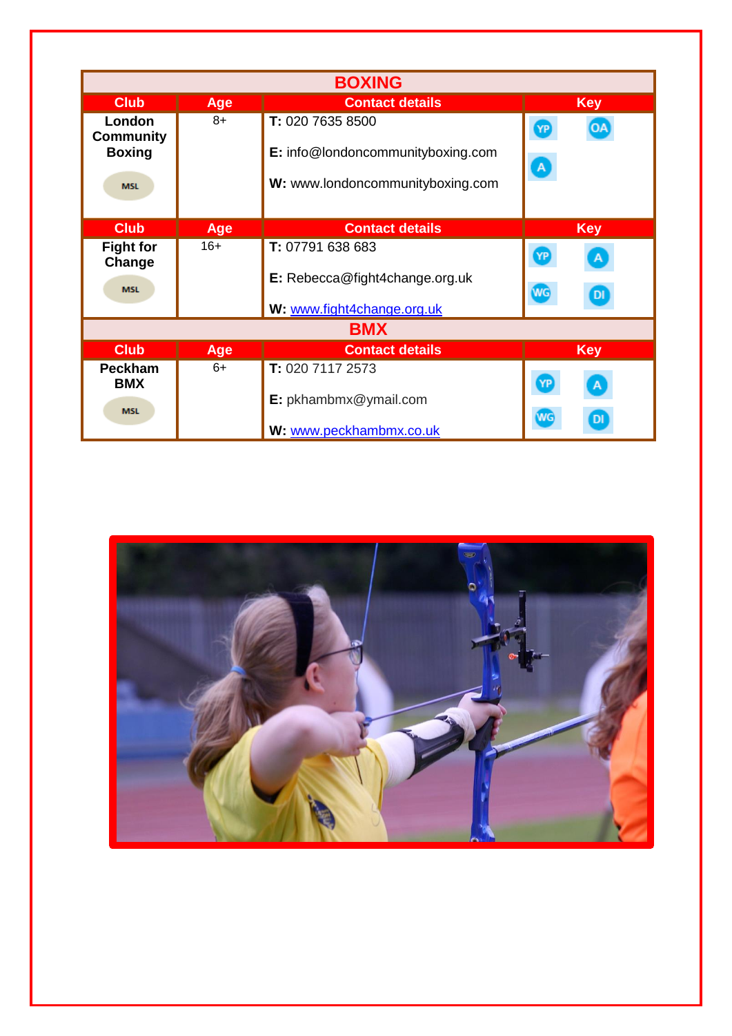## BOXING

| Club | Age | Contact details | Key |
|---|---|---|---|
| **London Community Boxing** MSL | 8+ | **T:** 020 7635 8500<br>**E:** info@londoncommunityboxing.com<br>**W:** www.londoncommunityboxing.com | YP OA A |
| **Fight for Change** MSL | 16+ | **T:** 07791 638 683<br>**E:** Rebecca@fight4change.org.uk<br>**W:** www.fight4change.org.uk | YP A WG DI |

## BMX

| Club | Age | Contact details | Key |
|---|---|---|---|
| **Peckham BMX** MSL | 6+ | **T:** 020 7117 2573<br>**E:** pkhambmx@ymail.com<br>**W:** www.peckhambmx.co.uk | YP A WG DI |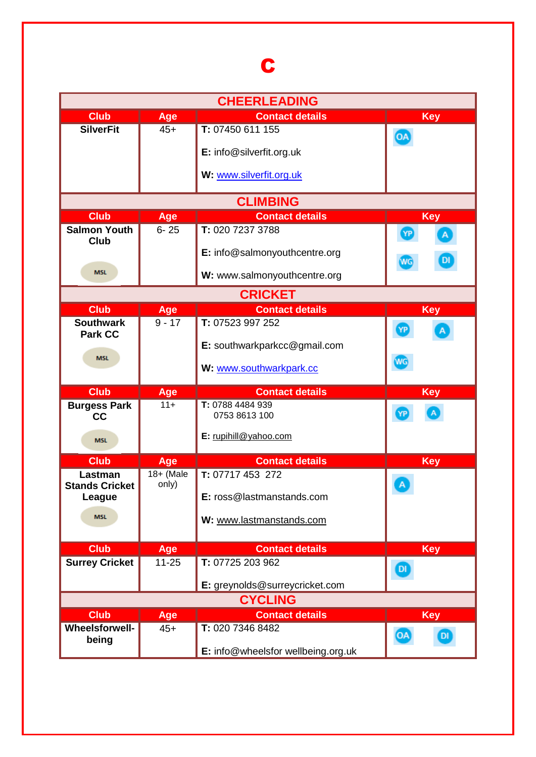# C

## CHEERLEADING

| Club | Age | Contact details | Key |
|---|---|---|---|
| SilverFit | 45+ | T: 07450 611 155<br>E: info@silverfit.org.uk<br>W: www.silverfit.org.uk | OA |

## CLIMBING

| Club | Age | Contact details | Key |
|---|---|---|---|
| Salmon Youth Club<br>MSL | 6- 25 | T: 020 7237 3788<br>E: info@salmonyouthcentre.org<br>W: www.salmonyouthcentre.org | YP A WG DI |

## CRICKET

| Club | Age | Contact details | Key |
|---|---|---|---|
| Southwark Park CC<br>MSL | 9 - 17 | T: 07523 997 252<br>E: southwarkparkcc@gmail.com<br>W: www.southwarkpark.cc | YP A WG |
| Burgess Park CC<br>MSL | 11+ | T: 0788 4484 939<br>0753 8613 100<br>E: rupihill@yahoo.com | YP A |
| Lastman Stands Cricket League<br>MSL | 18+ (Male only) | T: 07717 453 272<br>E: ross@lastmanstands.com<br>W: www.lastmanstands.com | A |
| Surrey Cricket | 11-25 | T: 07725 203 962<br>E: greynolds@surreycricket.com | DI |

## CYCLING

| Club | Age | Contact details | Key |
|---|---|---|---|
| Wheelsforwell-being | 45+ | T: 020 7346 8482<br>E: info@wheelsfor wellbeing.org.uk | OA DI |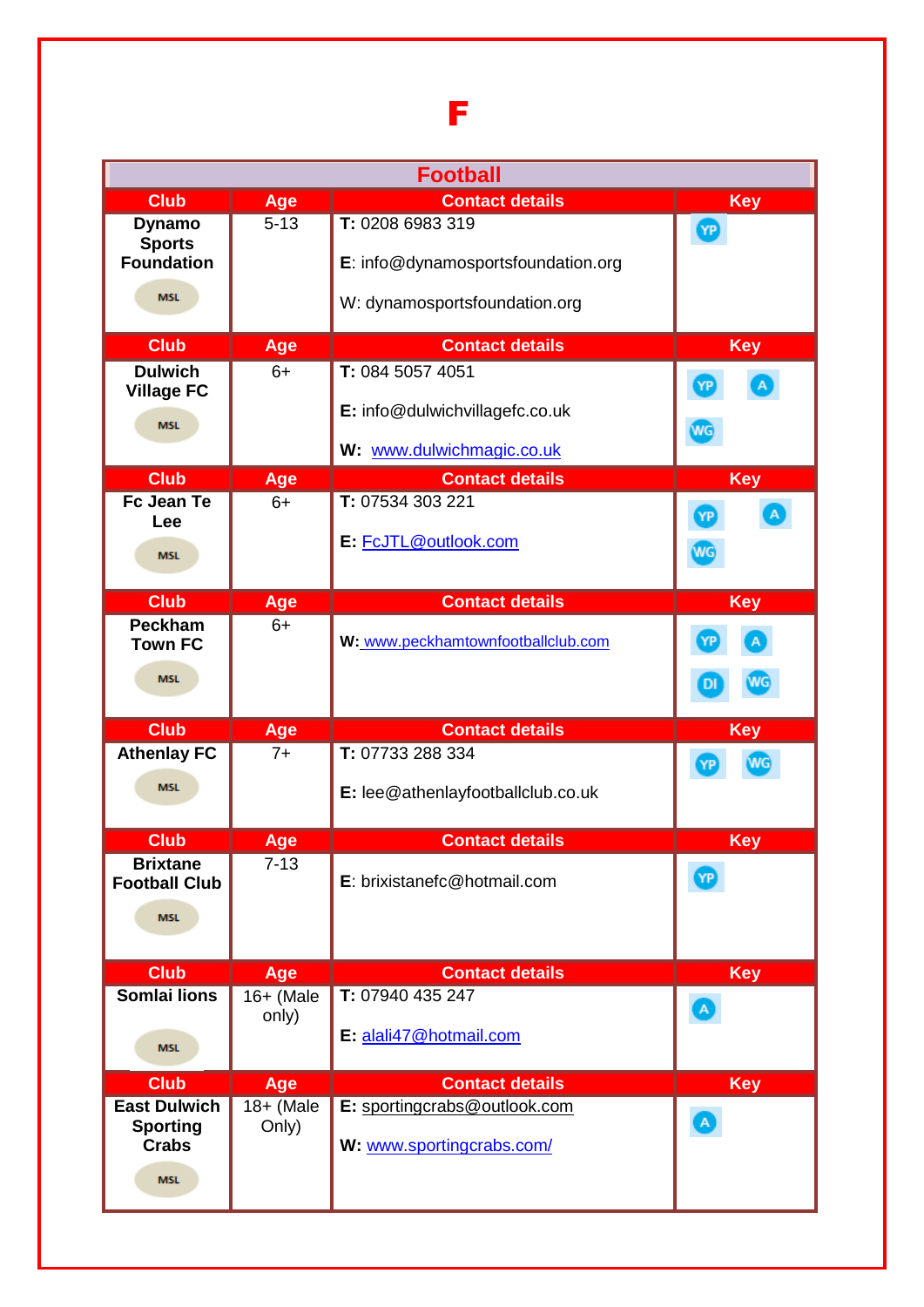# F

## Football

| Club | Age | Contact details | Key |
|---|---|---|---|
| **Dynamo Sports Foundation** MSL | 5-13 | **T:** 0208 6983 319<br>**E**: info@dynamosportsfoundation.org<br>W: dynamosportsfoundation.org | YP |
| **Dulwich Village FC** MSL | 6+ | **T:** 084 5057 4051<br>**E:** info@dulwichvillagefc.co.uk<br>**W:** www.dulwichmagic.co.uk | YP A WG |
| **Fc Jean Te Lee** MSL | 6+ | **T:** 07534 303 221<br>**E:** FcJTL@outlook.com | YP A WG |
| **Peckham Town FC** MSL | 6+ | **W:** www.peckhamtownfootballclub.com | YP A DI WG |
| **Athenlay FC** MSL | 7+ | **T:** 07733 288 334<br>**E:** lee@athenlayfootballclub.co.uk | YP WG |
| **Brixtane Football Club** MSL | 7-13 | **E**: brixistanefc@hotmail.com | YP |
| **Somlai lions** MSL | 16+ (Male only) | **T:** 07940 435 247<br>**E:** alali47@hotmail.com | A |
| **East Dulwich Sporting Crabs** MSL | 18+ (Male Only) | **E:** sportingcrabs@outlook.com<br>**W:** www.sportingcrabs.com/ | A |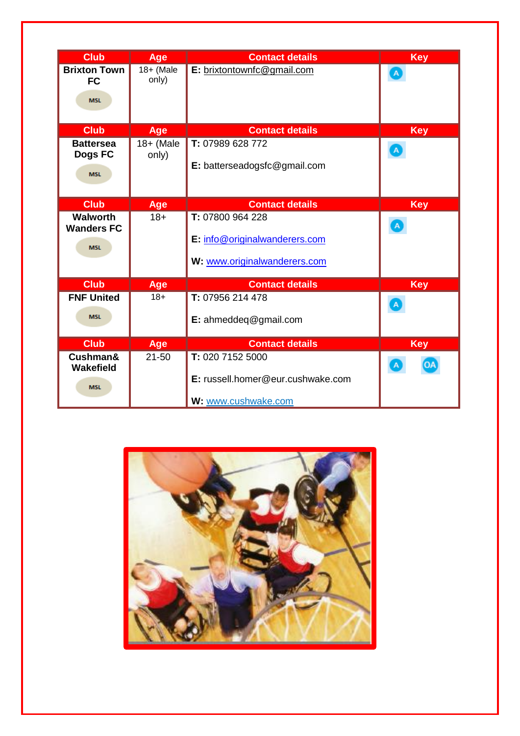| Club | Age | Contact details | Key |
|---|---|---|---|
| **Brixton Town FC** MSL | 18+ (Male only) | **E:** brixtontownfc@gmail.com | A |
| **Battersea Dogs FC** MSL | 18+ (Male only) | **T:** 07989 628 772 **E:** batterseadogsfc@gmail.com | A |
| **Walworth Wanders FC** MSL | 18+ | **T:** 07800 964 228 **E:** info@originalwanderers.com **W:** www.originalwanderers.com | A |
| **FNF United** MSL | 18+ | **T:** 07956 214 478 **E:** ahmeddeq@gmail.com | A |
| **Cushman& Wakefield** MSL | 21-50 | **T:** 020 7152 5000 **E:** russell.homer@eur.cushwake.com **W:** www.cushwake.com | A OA |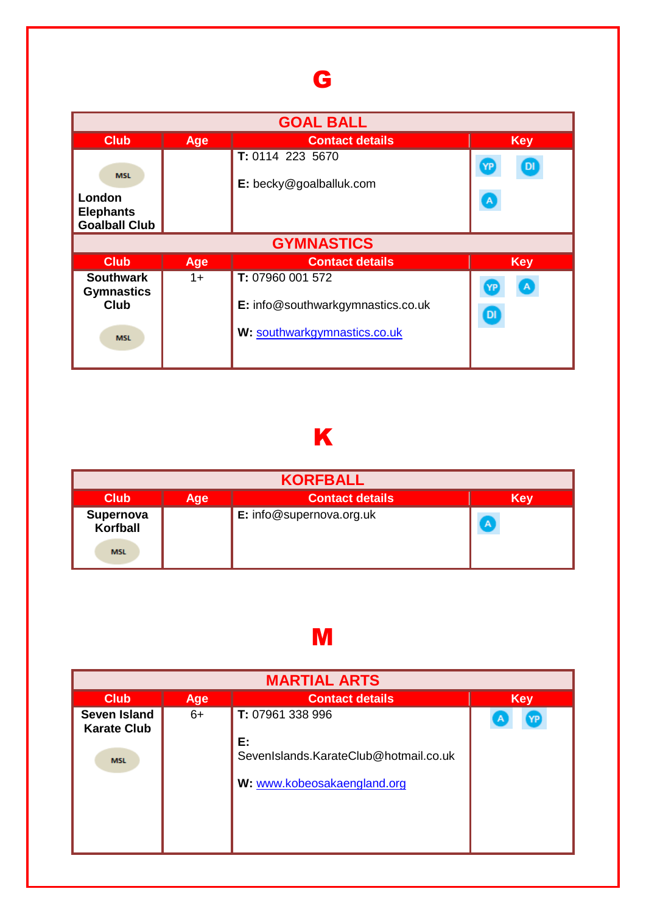# G

| GOAL BALL | | | |
|---|---|---|---|
| **Club** | **Age** | **Contact details** | **Key** |
| MSL **London Elephants Goalball Club** | | **T:** 0114 223 5670 **E:** becky@goalballuk.com | YP DI A |

| GYMNASTICS | | | |
|---|---|---|---|
| **Club** | **Age** | **Contact details** | **Key** |
| **Southwark Gymnastics Club** MSL | 1+ | **T:** 07960 001 572 **E:** info@southwarkgymnastics.co.uk **W:** southwarkgymnastics.co.uk | YP A DI |

# K

| KORFBALL | | | |
|---|---|---|---|
| **Club** | **Age** | **Contact details** | **Key** |
| **Supernova Korfball** MSL | | **E:** info@supernova.org.uk | A |

# M

| MARTIAL ARTS | | | |
|---|---|---|---|
| **Club** | **Age** | **Contact details** | **Key** |
| **Seven Island Karate Club** MSL | 6+ | **T:** 07961 338 996 **E:** SevenIslands.KarateClub@hotmail.co.uk **W:** www.kobeosakaengland.org | A YP |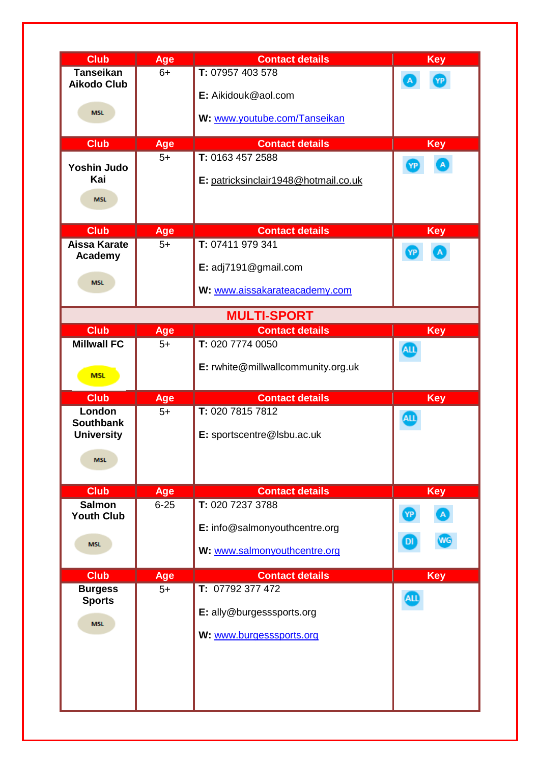| Club | Age | Contact details | Key |
|---|---|---|---|
| **Tanseikan Aikodo Club** MSL | 6+ | **T:** 07957 403 578 **E:** Aikidouk@aol.com **W:** www.youtube.com/Tanseikan | A YP |

| Club | Age | Contact details | Key |
|---|---|---|---|
| **Yoshin Judo Kai** MSL | 5+ | **T:** 0163 457 2588 **E:** patricksinclair1948@hotmail.co.uk | YP A |

| Club | Age | Contact details | Key |
|---|---|---|---|
| **Aissa Karate Academy** MSL | 5+ | **T:** 07411 979 341 **E:** adj7191@gmail.com **W:** www.aissakarateacademy.com | YP A |

## MULTI-SPORT

| Club | Age | Contact details | Key |
|---|---|---|---|
| **Millwall FC** MSL | 5+ | **T:** 020 7774 0050 **E:** rwhite@millwallcommunity.org.uk | ALL |

| Club | Age | Contact details | Key |
|---|---|---|---|
| **London Southbank University** MSL | 5+ | **T:** 020 7815 7812 **E:** sportscentre@lsbu.ac.uk | ALL |

| Club | Age | Contact details | Key |
|---|---|---|---|
| **Salmon Youth Club** MSL | 6-25 | **T:** 020 7237 3788 **E:** info@salmonyouthcentre.org **W:** www.salmonyouthcentre.org | YP A DI WG |

| Club | Age | Contact details | Key |
|---|---|---|---|
| **Burgess Sports** MSL | 5+ | **T:** 07792 377 472 **E:** ally@burgesssports.org **W:** www.burgesssports.org | ALL |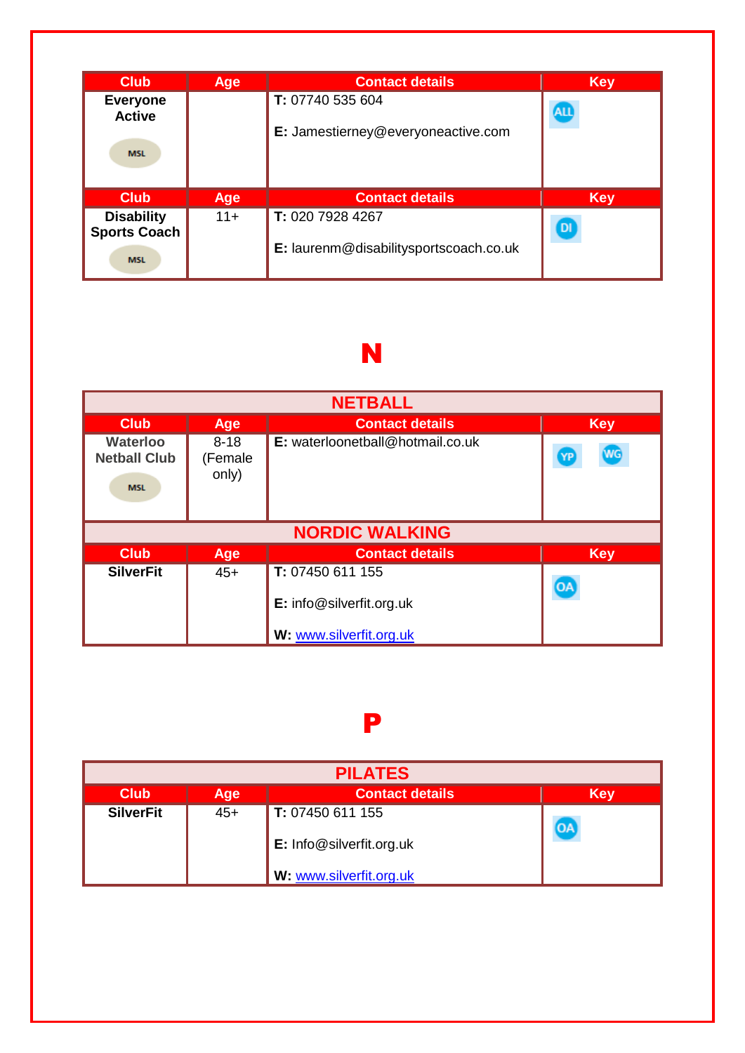| Club | Age | Contact details | Key |
|---|---|---|---|
| **Everyone Active** MSL | | **T:** 07740 535 604 **E:** Jamestierney@everyoneactive.com | ALL |

| Club | Age | Contact details | Key |
|---|---|---|---|
| **Disability Sports Coach** MSL | 11+ | **T:** 020 7928 4267 **E:** laurenm@disabilitysportscoach.co.uk | DI |

# N

| NETBALL | | | |
|---|---|---|---|
| **Club** | **Age** | **Contact details** | **Key** |
| **Waterloo Netball Club** MSL | 8-18 (Female only) | **E:** waterloonetball@hotmail.co.uk | YP WG |

| NORDIC WALKING | | | |
|---|---|---|---|
| **Club** | **Age** | **Contact details** | **Key** |
| **SilverFit** | 45+ | **T:** 07450 611 155 **E:** info@silverfit.org.uk **W:** www.silverfit.org.uk | OA |

# P

| PILATES | | | |
|---|---|---|---|
| **Club** | **Age** | **Contact details** | **Key** |
| **SilverFit** | 45+ | **T:** 07450 611 155 **E:** Info@silverfit.org.uk **W:** www.silverfit.org.uk | OA |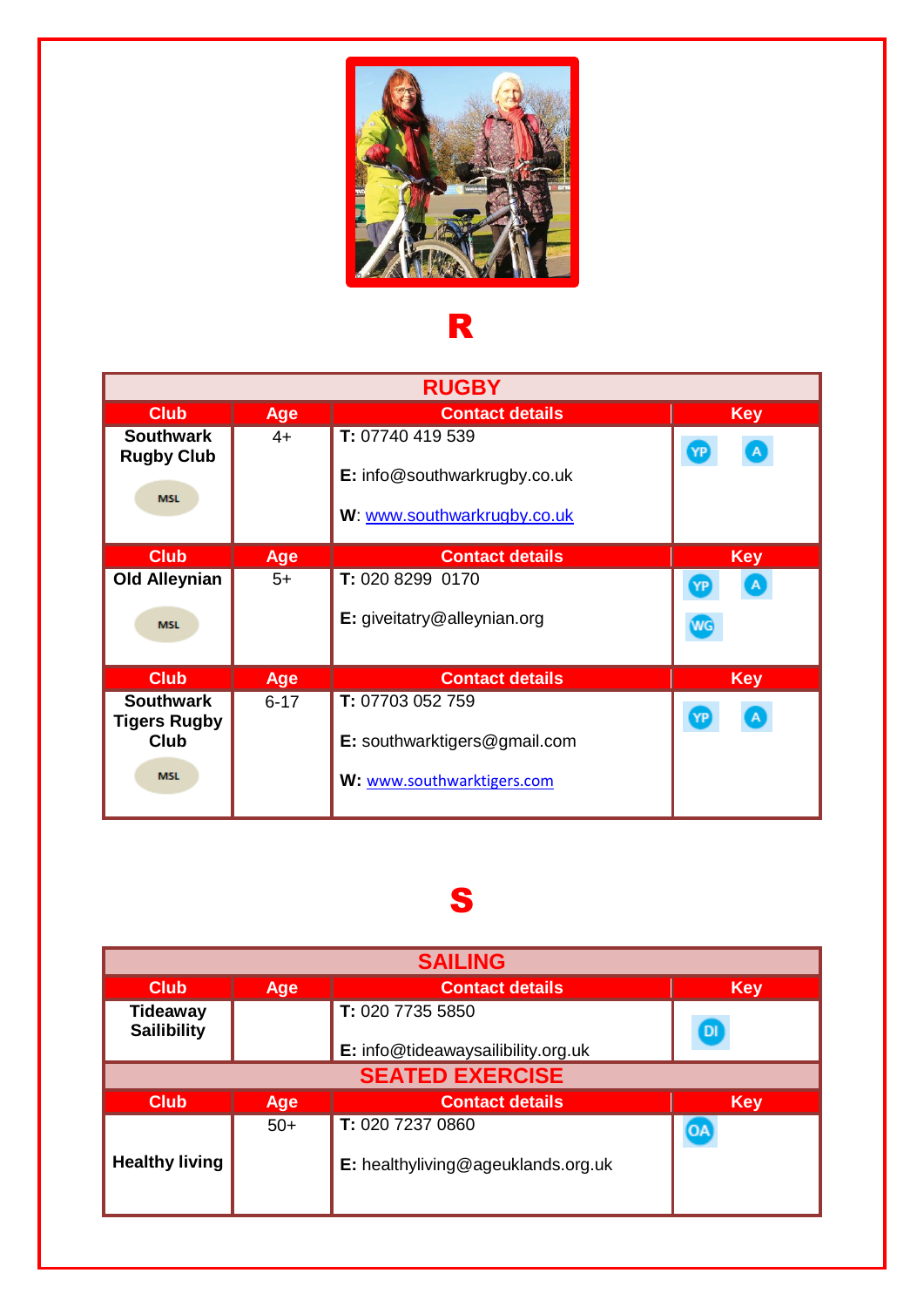# R

| RUGBY | | | |
|---|---|---|---|
| **Club** | **Age** | **Contact details** | **Key** |
| **Southwark Rugby Club** MSL | 4+ | **T:** 07740 419 539 **E:** info@southwarkrugby.co.uk **W**: www.southwarkrugby.co.uk | YP A |
| **Club** | **Age** | **Contact details** | **Key** |
| **Old Alleynian** MSL | 5+ | **T:** 020 8299 0170 **E:** giveitatry@alleynian.org | YP A WG |
| **Club** | **Age** | **Contact details** | **Key** |
| **Southwark Tigers Rugby Club** MSL | 6-17 | **T:** 07703 052 759 **E:** southwarktigers@gmail.com **W:** www.southwarktigers.com | YP A |

# S

| SAILING | | | |
|---|---|---|---|
| **Club** | **Age** | **Contact details** | **Key** |
| **Tideaway Sailibility** | | **T:** 020 7735 5850 **E:** info@tideawaysailibility.org.uk | DI |
| **SEATED EXERCISE** | | | |
| **Club** | **Age** | **Contact details** | **Key** |
| **Healthy living** | 50+ | **T:** 020 7237 0860 **E:** healthyliving@ageuklands.org.uk | OA |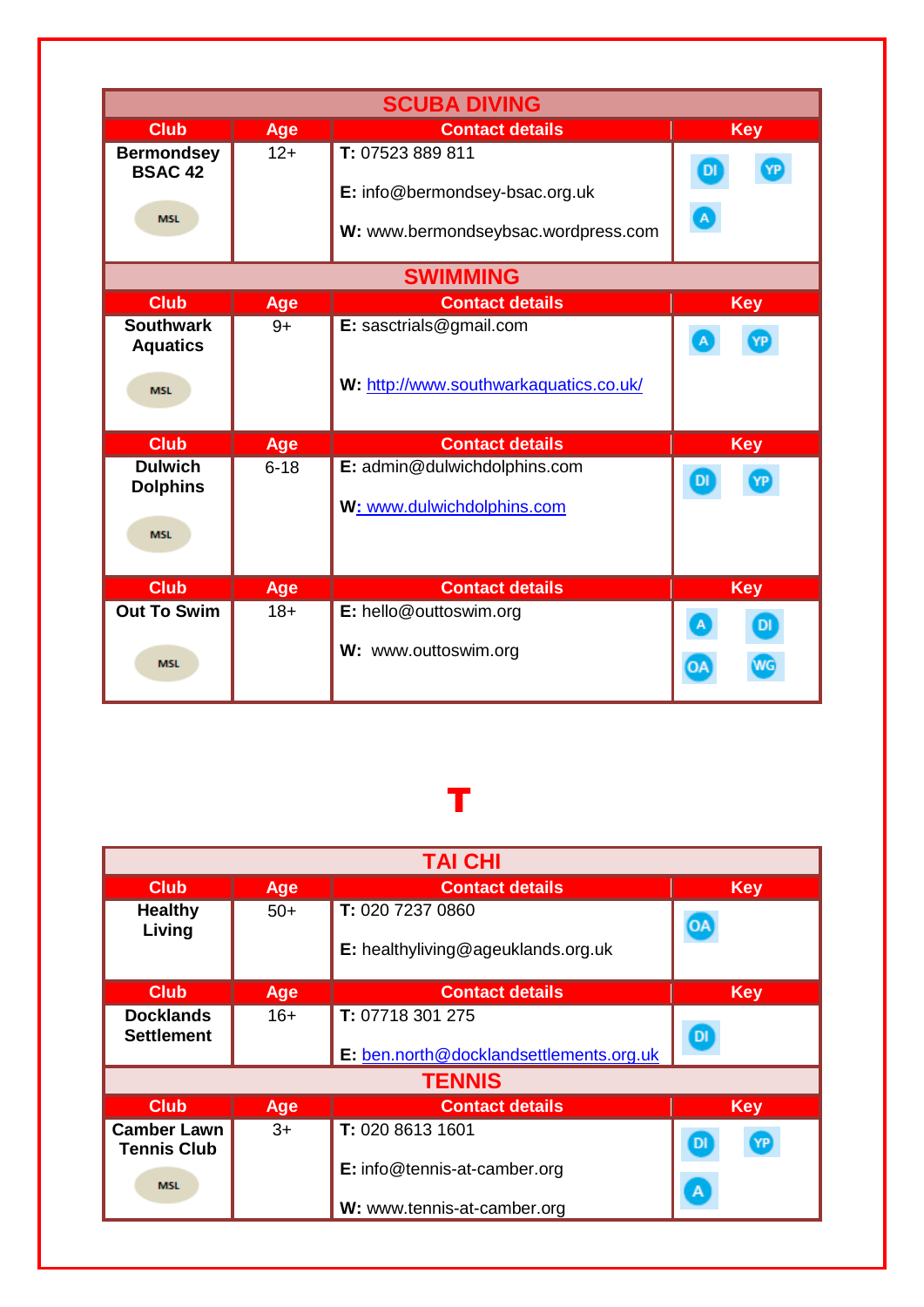## SCUBA DIVING

| Club | Age | Contact details | Key |
|---|---|---|---|
| **Bermondsey BSAC 42** MSL | 12+ | **T:** 07523 889 811 **E:** info@bermondsey-bsac.org.uk **W:** www.bermondseybsac.wordpress.com | DI YP A |

## SWIMMING

| Club | Age | Contact details | Key |
|---|---|---|---|
| **Southwark Aquatics** MSL | 9+ | **E:** sasctrials@gmail.com **W:** http://www.southwarkaquatics.co.uk/ | A YP |
| **Club** | **Age** | **Contact details** | **Key** |
| **Dulwich Dolphins** MSL | 6-18 | **E:** admin@dulwichdolphins.com **W:** www.dulwichdolphins.com | DI YP |
| **Club** | **Age** | **Contact details** | **Key** |
| **Out To Swim** MSL | 18+ | **E:** hello@outtoswim.org **W:** www.outtoswim.org | A DI OA WG |

# T

## TAI CHI

| Club | Age | Contact details | Key |
|---|---|---|---|
| **Healthy Living** | 50+ | **T:** 020 7237 0860 **E:** healthyliving@ageuklands.org.uk | OA |
| **Club** | **Age** | **Contact details** | **Key** |
| **Docklands Settlement** | 16+ | **T:** 07718 301 275 **E:** ben.north@docklandsettlements.org.uk | DI |

## TENNIS

| Club | Age | Contact details | Key |
|---|---|---|---|
| **Camber Lawn Tennis Club** MSL | 3+ | **T:** 020 8613 1601 **E:** info@tennis-at-camber.org **W:** www.tennis-at-camber.org | DI YP A |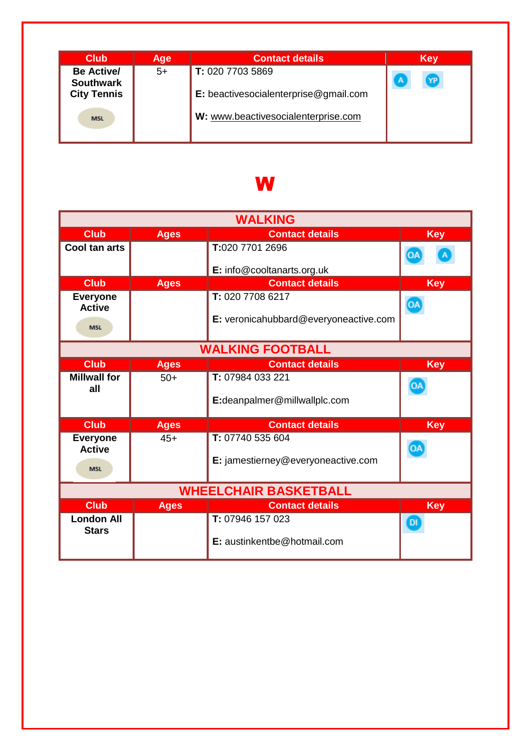| Club | Age | Contact details | Key |
|---|---|---|---|
| **Be Active/ Southwark City Tennis** MSL | 5+ | **T:** 020 7703 5869 **E:** beactivesocialenterprise@gmail.com **W:** www.beactivesocialenterprise.com | A YP |

# W

## WALKING

| Club | Ages | Contact details | Key |
|---|---|---|---|
| **Cool tan arts** | | **T:**020 7701 2696 **E:** info@cooltanarts.org.uk | OA A |
| **Everyone Active** MSL | | **T:** 020 7708 6217 **E:** veronicahubbard@everyoneactive.com | OA |

## WALKING FOOTBALL

| Club | Ages | Contact details | Key |
|---|---|---|---|
| **Millwall for all** | 50+ | **T:** 07984 033 221 **E:**deanpalmer@millwallplc.com | OA |
| **Everyone Active** MSL | 45+ | **T:** 07740 535 604 **E:** jamestierney@everyoneactive.com | OA |

## WHEELCHAIR BASKETBALL

| Club | Ages | Contact details | Key |
|---|---|---|---|
| **London All Stars** | | **T:** 07946 157 023 **E:** austinkentbe@hotmail.com | DI |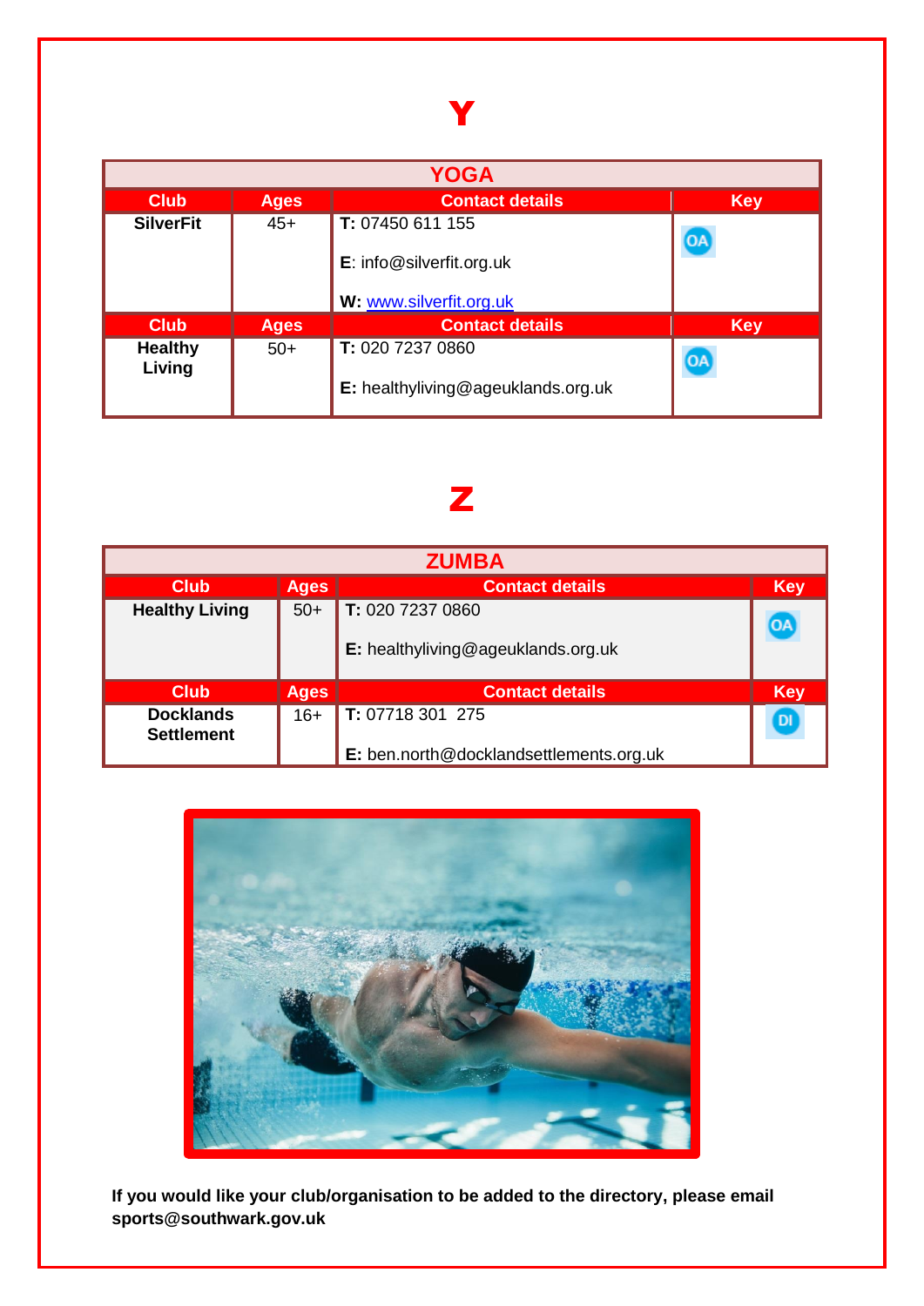# Y

| YOGA | | | |
|---|---|---|---|
| **Club** | **Ages** | **Contact details** | **Key** |
| **SilverFit** | 45+ | **T:** 07450 611 155<br>**E**: info@silverfit.org.uk<br>**W:** www.silverfit.org.uk | OA |
| **Club** | **Ages** | **Contact details** | **Key** |
| **Healthy Living** | 50+ | **T:** 020 7237 0860<br>**E:** healthyliving@ageuklands.org.uk | OA |

# Z

| ZUMBA | | | |
|---|---|---|---|
| **Club** | **Ages** | **Contact details** | **Key** |
| **Healthy Living** | 50+ | **T:** 020 7237 0860<br>**E:** healthyliving@ageuklands.org.uk | OA |
| **Club** | **Ages** | **Contact details** | **Key** |
| **Docklands Settlement** | 16+ | **T:** 07718 301 275<br>**E:** ben.north@docklandsettlements.org.uk | DI |

**If you would like your club/organisation to be added to the directory, please email sports@southwark.gov.uk**